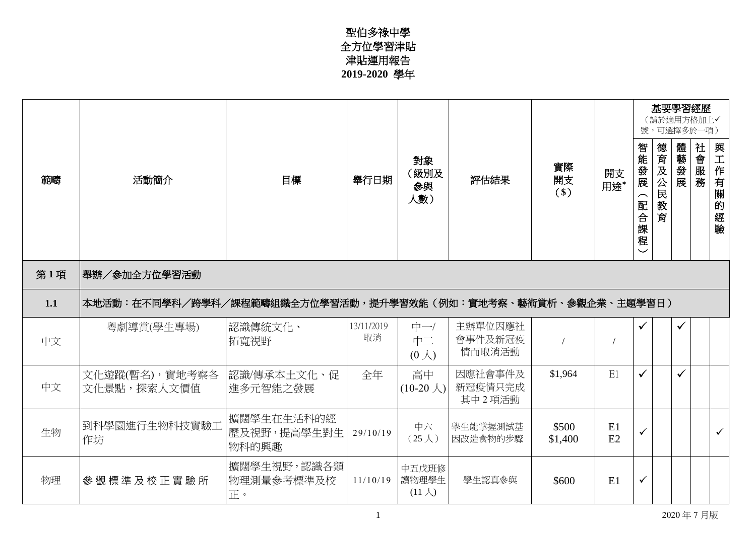# 聖伯多祿中學
# 全方位學習津貼
# 津貼運用報告
# 2019-2020 學年

| 範疇 | 活動簡介 | 目標 | 舉行日期 | 對象（級別及參與人數） | 評估結果 | 實際開支（$） | 開支用途* | 基要學習經歷（請於適用方格加上✓號，可選擇多於一項） | | | | |
|---|---|---|---|---|---|---|---|---|---|---|---|---|
| | | | | | | | | 智能發展（配合課程） | 德育及公民教育 | 體藝發展 | 社會服務 | 與工作有關的經驗 |
| **第 1 項** | **學辦／參加全方位學習活動** | | | | | | | | | | | |
| **1.1** | **本地活動：在不同學科／跨學科／課程範疇組織全方位學習活動，提升學習效能（例如：實地考察、藝術賞析、參觀企業、主題學習日）** | | | | | | | | | | | |
| 中文 | 粵劇導賞(學生專場) | 認識傳統文化、拓寬視野 | 13/11/2019 取消 | 中一/中二 (0 人) | 主辦單位因應社會事件及新冠疫情而取消活動 | / | / | ✓ | | ✓ | | |
| 中文 | 文化遊蹤(暫名)，實地考察各文化景點，探索人文價值 | 認識/傳承本土文化、促進多元智能之發展 | 全年 | 高中 (10-20 人) | 因應社會事件及新冠疫情只完成其中 2 項活動 | $1,964 | E1 | ✓ | | ✓ | | |
| 生物 | 到科學園進行生物科技實驗工作坊 | 擴闊學生在生活科的經歷及視野，提高學生對生物科的興趣 | 29/10/19 | 中六（25 人） | 學生能掌握測試基因改造食物的步驟 | $500<br>$1,400 | E1<br>E2 | ✓ | | | | ✓ |
| 物理 | 參觀標準及校正實驗所 | 擴闊學生視野，認識各類物理測量參考標準及校正。 | 11/10/19 | 中五戊班修讀物理學生 (11 人) | 學生認真參與 | $600 | E1 | ✓ | | | | |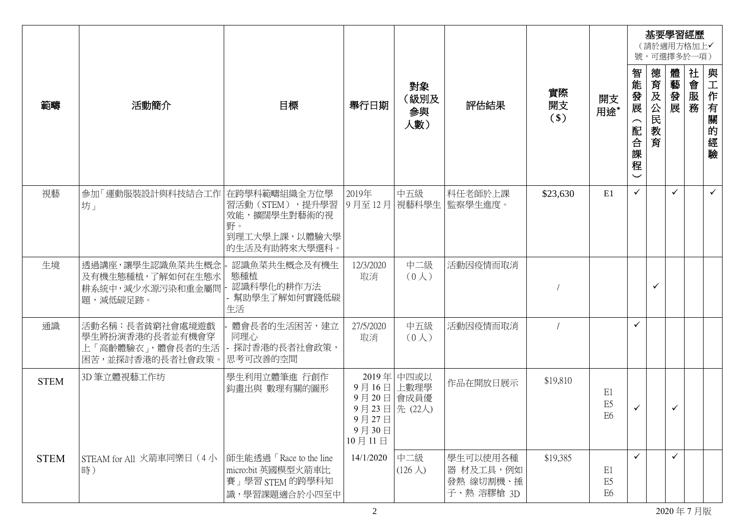| 範疇 | 活動簡介 | 目標 | 舉行日期 | 對象（級別及參與人數） | 評估結果 | 實際開支（$） | 開支用途* | 基要學習經歷（請於適用方格加上✓號，可選擇多於一項） | | | | |
|---|---|---|---|---|---|---|---|---|---|---|---|---|
| | | | | | | | | 智能發展（配合課程） | 德育及公民教育 | 體藝發展 | 社會服務 | 與工作有關的經驗 |
| 視藝 | 參加「運動服裝設計與科技結合工作坊」 | 在跨學科範疇組織全方位學習活動（STEM），提升學習效能，擴闊學生對藝術的視野。<br>到理工大學上課，以體驗大學的生活及有助將來大學選科。 | 2019年9月至12月 | 中五級視藝科學生 | 科任老師於上課監察學生進度。 | $23,630 | E1 | ✓ | | ✓ | | ✓ |
| 生境 | 透過講座，讓學生認識魚菜共生概念及有機生態種植，了解如何在生態水耕系統中，減少水源污染和重金屬問題，減低碳足跡。 | - 認識魚菜共生概念及有機生態種植<br>- 認識科學化的耕作方法<br>- 幫助學生了解如何實踐低碳生活 | 12/3/2020<br>取消 | 中二級<br>（0人） | 活動因疫情而取消 | / | | | ✓ | | | |
| 通識 | 活動名稱：長者貧窮社會處境遊戲<br>學生將扮演香港的長者並有機會穿上「高齡體驗衣」，體會長者的生活困苦，並探討香港的長者社會政策。 | - 體會長者的生活困苦，建立同理心<br>- 探討香港的長者社會政策，思考可改善的空間 | 27/5/2020<br>取消 | 中五級<br>（0人） | 活動因疫情而取消 | / | | ✓ | | | | |
| STEM | 3D 筆立體視藝工作坊 | 學生利用立體筆進 行創作鈎畫出與 數理有關的圖形 | 2019 年<br>9 月 16 日<br>9 月 20 日<br>9 月 23 日<br>9 月 27 日<br>9 月 30 日<br>10 月 11 日 | 中四或以上數理學會成員優先 (22人) | 作品在開放日展示 | $19,810 | E1<br>E5<br>E6 | ✓ | | ✓ | | |
| STEM | STEAM for All 火箭車同樂日（4 小時） | 師生能透過「Race to the line micro:bit 英國模型火箭車比賽」學習 STEM 的跨學科知識，學習課題適合於小四至中 | 14/1/2020 | 中二級<br>(126 人) | 學生可以使用各種器 材及工具，例如發熱 線切割機、揷子、熱 溶膠槍 3D | $19,385 | E1<br>E5<br>E6 | ✓ | | ✓ | | |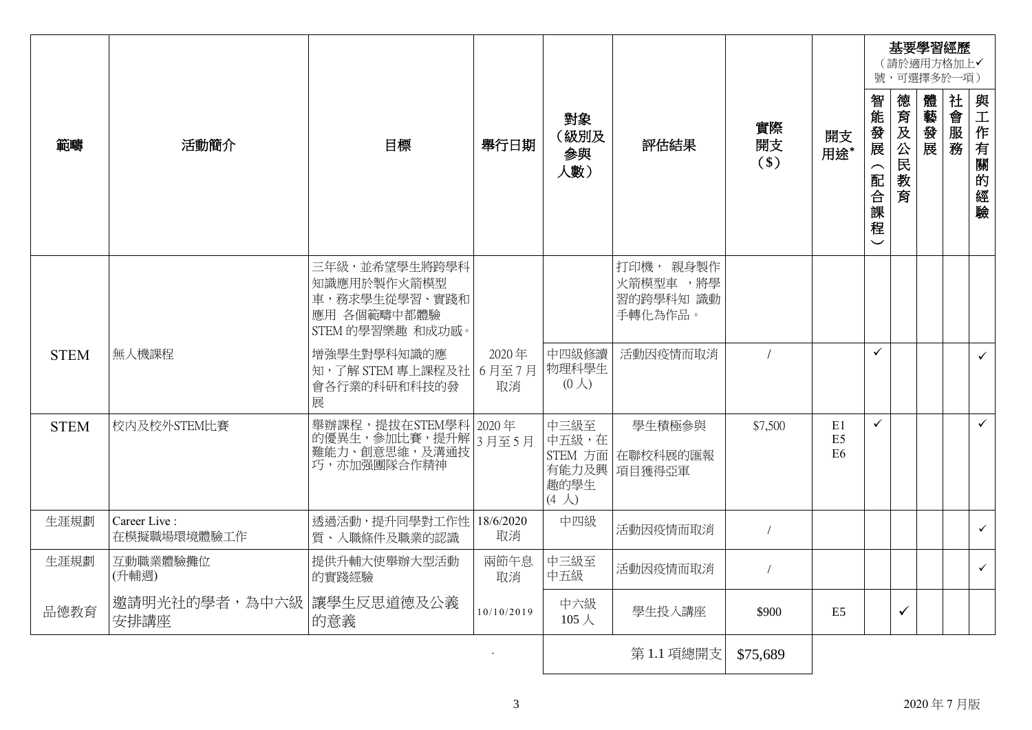| 範疇 | 活動簡介 | 目標 | 舉行日期 | 對象（級別及參與人數） | 評估結果 | 實際開支（$） | 開支用途* | 基要學習經歷（請於適用方格加上✓號，可選擇多於一項） | | | | |
|---|---|---|---|---|---|---|---|---|---|---|---|---|
| | | | | | | | | 智能發展（配合課程） | 德育及公民教育 | 體藝發展 | 社會服務 | 與工作有關的經驗 |
| | | 三年級，並希望學生將跨學科知識應用於製作火箭模型車，務求學生從學習、實踐和應用 各個範疇中都體驗 STEM 的學習樂趣 和成功感。 | | | 打印機， 親身製作火箭模型車 ，將學習的跨學科知 識動手轉化為作品。 | | | | | | | |
| STEM | 無人機課程 | 增強學生對學科知識的應知，了解 STEM 專上課程及社會各行業的科研和科技的發展 | 2020 年 6 月至 7 月 取消 | 中四級修讀物理科學生 (0 人) | 活動因疫情而取消 | / | | ✓ | | | | ✓ |
| STEM | 校內及校外STEM比賽 | 舉辦課程，提拔在STEM學科的優異生，參加比賽，提升解難能力、創意思維，及溝通技巧，亦加強團隊合作精神 | 2020 年 3 月至 5 月 | 中三級至中五級，在 STEM 方面有能力及興趣的學生 (4 人) | 學生積極參與<br>在聯校科展的匯報項目獲得亞軍 | $7,500 | E1 E5 E6 | ✓ | | | | ✓ |
| 生涯規劃 | Career Live : 在模擬職場環境體驗工作 | 透過活動，提升同學對工作性質、入職條件及職業的認識 | 18/6/2020 取消 | 中四級 | 活動因疫情而取消 | / | | | | | | ✓ |
| 生涯規劃 | 互動職業體驗攤位 (升輔週) | 提供升輔大使舉辦大型活動的實踐經驗 | 兩節午息 取消 | 中三級至中五級 | 活動因疫情而取消 | / | | | | | | ✓ |
| 品德教育 | 邀請明光社的學者，為中六級安排講座 | 讓學生反思道德及公義的意義 | 10/10/2019 | 中六級 105 人 | 學生投入講座 | $900 | E5 | | ✓ | | | |
| | | | | | 第 1.1 項總開支 | $75,689 | | | | | | |

2020 年 7 月版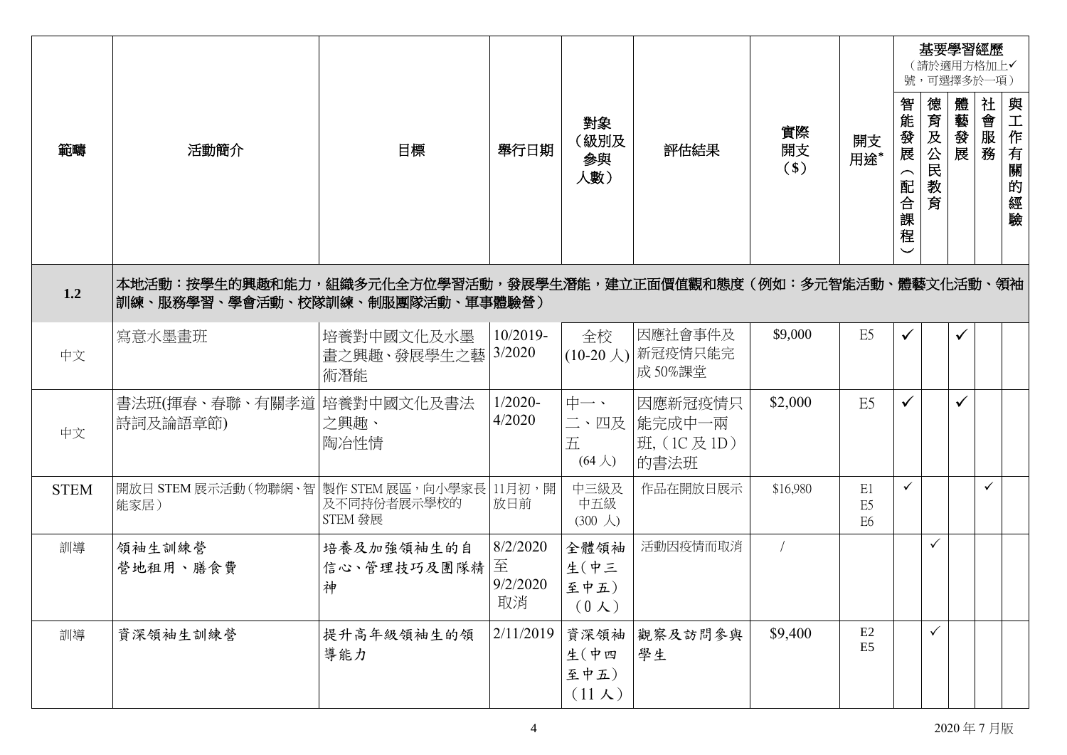| 範疇 | 活動簡介 | 目標 | 舉行日期 | 對象（級別及參與人數） | 評估結果 | 實際開支（$） | 開支用途* | 基要學習經歷（請於適用方格加上✓號，可選擇多於一項） | | | | |
|---|---|---|---|---|---|---|---|---|---|---|---|---|
| | | | | | | | | 智能發展（配合課程） | 德育及公民教育 | 體藝發展 | 社會服務 | 與工作有關的經驗 |
| **1.2** | **本地活動：按學生的興趣和能力，組織多元化全方位學習活動，發展學生潛能，建立正面價值觀和態度（例如：多元智能活動、體藝文化活動、領袖訓練、服務學習、學會活動、校隊訓練、制服團隊活動、軍事體驗營）** | | | | | | | | | | | |
| 中文 | 寫意水墨畫班 | 培養對中國文化及水墨畫之興趣、發展學生之藝術潛能 | 10/2019-3/2020 | 全校（10-20 人） | 因應社會事件及新冠疫情只能完成 50%課堂 | $9,000 | E5 | ✓ | | ✓ | | |
| 中文 | 書法班(揮春、春聯、有關孝道詩詞及論語章節) | 培養對中國文化及書法之興趣、陶冶性情 | 1/2020-4/2020 | 中一、二、四及五（64 人） | 因應新冠疫情只能完成中一兩班,（1C 及 1D）的書法班 | $2,000 | E5 | ✓ | | ✓ | | |
| STEM | 開放日 STEM 展示活動（物聯網、智能家居） | 製作 STEM 展區，向小學家長及不同持份者展示學校的 STEM 發展 | 11月初，開放日前 | 中三級及中五級（300 人） | 作品在開放日展示 | $16,980 | E1 E5 E6 | ✓ | | | ✓ | |
| 訓導 | 領袖生訓練營<br>營地租用、膳食費 | 培養及加強領袖生的自信心、管理技巧及團隊精神 | 8/2/2020 至 9/2/2020 取消 | 全體領袖生（中三至中五）（0 人） | 活動因疫情而取消 | / | | | ✓ | | | |
| 訓導 | 資深領袖生訓練營 | 提升高年級領袖生的領導能力 | 2/11/2019 | 資深領袖生（中四至中五）（11 人） | 觀察及訪問參與學生 | $9,400 | E2 E5 | | ✓ | | | |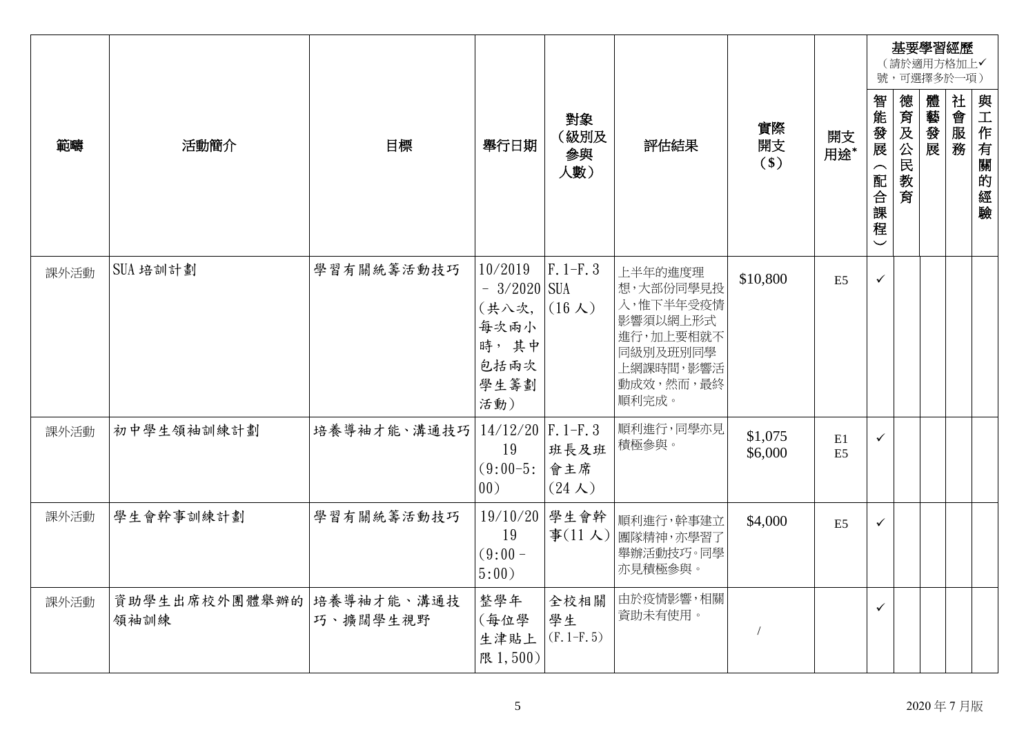| 範疇 | 活動簡介 | 目標 | 舉行日期 | 對象（級別及參與人數） | 評估結果 | 實際開支（$） | 開支用途* | 基要學習經歷（請於適用方格加上✓號，可選擇多於一項） | | | | |
|---|---|---|---|---|---|---|---|---|---|---|---|---|
| | | | | | | | | 智能發展（配合課程） | 德育及公民教育 | 體藝發展 | 社會服務 | 與工作有關的經驗 |
| 課外活動 | SUA 培訓計劃 | 學習有關統籌活動技巧 | 10/2019 – 3/2020（共八次，每次兩小時，其中包括兩次學生籌劃活動） | F.1-F.3 SUA（16 人） | 上半年的進度理想，大部份同學見投入，惟下半年受疫情影響須以網上形式進行，加上要相就不同級別及班別同學上網課時間，影響活動成效，然而，最終順利完成。 | $10,800 | E5 | ✓ | | | | |
| 課外活動 | 初中學生領袖訓練計劃 | 培養導袖才能、溝通技巧 | 14/12/2019（9:00-5:00） | F.1-F.3 班長及班會主席（24 人） | 順利進行，同學亦見積極參與。 | $1,075<br>$6,000 | E1<br>E5 | ✓ | | | | |
| 課外活動 | 學生會幹事訓練計劃 | 學習有關統籌活動技巧 | 19/10/2019（9:00 – 5:00） | 學生會幹事(11 人) | 順利進行，幹事建立團隊精神，亦學習了舉辦活動技巧。同學亦見積極參與。 | $4,000 | E5 | ✓ | | | | |
| 課外活動 | 資助學生出席校外團體舉辦的領袖訓練 | 培養導袖才能、溝通技巧、擴闊學生視野 | 整學年（每位學生津貼上限 1,500） | 全校相關學生（F.1-F.5） | 由於疫情影響，相關資助未有使用。 | / | | ✓ | | | | |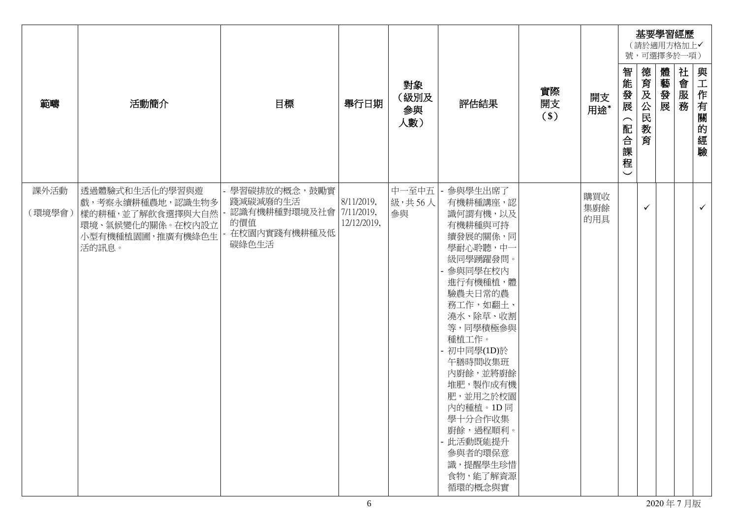| 範疇 | 活動簡介 | 目標 | 舉行日期 | 對象（級別及參與人數） | 評估結果 | 實際開支（$） | 開支用途* | 基要學習經歷（請於適用方格加上✓號，可選擇多於一項） | | | | |
|---|---|---|---|---|---|---|---|---|---|---|---|---|
| | | | | | | | | 智能發展（配合課程） | 德育及公民教育 | 體藝發展 | 社會服務 | 與工作有關的經驗 |
| 課外活動（環境學會） | 透過體驗式和生活化的學習與遊戲，考察永續耕種農地，認識生物多樣的耕種，並了解飲食選擇與大自然環境、氣候變化的關係。在校內設立小型有機種植園圃，推廣有機綠色生活的訊息。 | - 學習碳排放的概念，鼓勵實踐減碳減廢的生活<br>- 認識有機耕種對環境及社會的價值<br>- 在校園內實踐有機耕種及低碳綠色生活 | 8/11/2019,<br>7/11/2019,<br>12/12/2019, | 中一至中五級，共56人參與 | - 參與學生出席了有機耕種講座，認識何謂有機，以及有機耕種與可持續發展的關係，同學耐心聆聽，中一級同學踴躍發問。<br>- 參與同學在校內進行有機種植，體驗農夫日常的農務工作，如翻土、澆水、除草、收割等，同學積極參與種植工作。<br>- 初中同學(1D)於午膳時間收集班內廚餘，並將廚餘堆肥，製作成有機肥，並用之於校園內的種植。1D同學十分合作收集廚餘，過程順利。<br>- 此活動既能提升參與者的環保意識，提醒學生珍惜食物，能了解資源循環的概念與實 | | 購買收集廚餘的用具 | | ✓ | | | ✓ |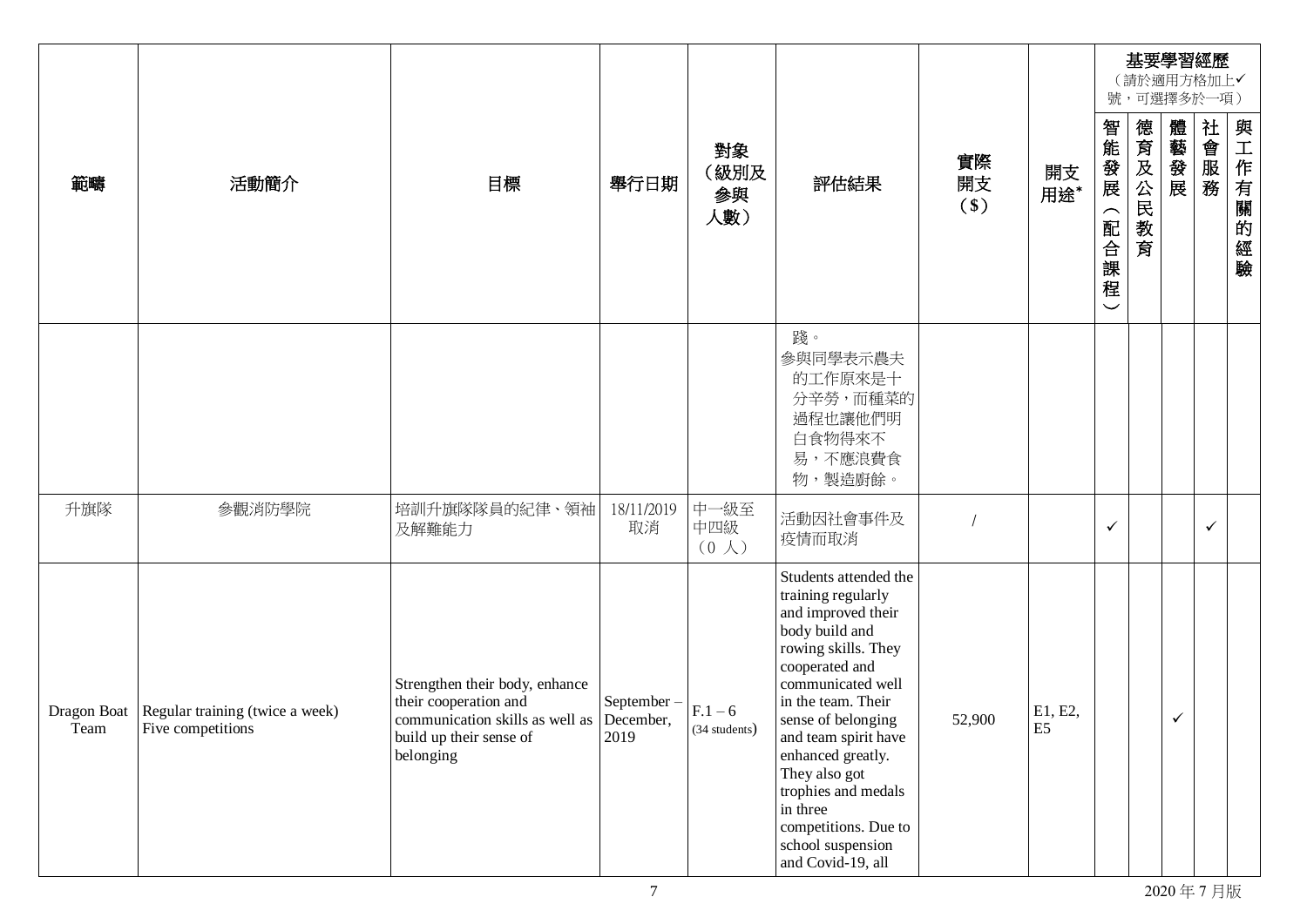| 範疇 | 活動簡介 | 目標 | 舉行日期 | 對象（級別及參與人數） | 評估結果 | 實際開支（$） | 開支用途* | 基要學習經歷（請於適用方格加上✓號，可選擇多於一項） | | | | |
|---|---|---|---|---|---|---|---|---|---|---|---|---|
| | | | | | | | | 智能發展（配合課程） | 德育及公民教育 | 體藝發展 | 社會服務 | 與工作有關的經驗 |
| | | | | | 踐。<br>參與同學表示農夫的工作原來是十分辛勞，而種菜的過程也讓他們明白食物得來不易，不應浪費食物，製造廚餘。 | | | | | | | |
| 升旗隊 | 參觀消防學院 | 培訓升旗隊隊員的紀律、領袖及解難能力 | 18/11/2019<br>取消 | 中一級至中四級<br>（0 人） | 活動因社會事件及疫情而取消 | / | | ✓ | | | ✓ | |
| Dragon Boat Team | Regular training (twice a week)<br>Five competitions | Strengthen their body, enhance their cooperation and communication skills as well as build up their sense of belonging | September – December, 2019 | F.1 – 6<br>(34 students) | Students attended the training regularly and improved their body build and rowing skills. They cooperated and communicated well in the team. Their sense of belonging and team spirit have enhanced greatly. They also got trophies and medals in three competitions. Due to school suspension and Covid-19, all | 52,900 | E1, E2, E5 | | | ✓ | | |

2020 年 7 月版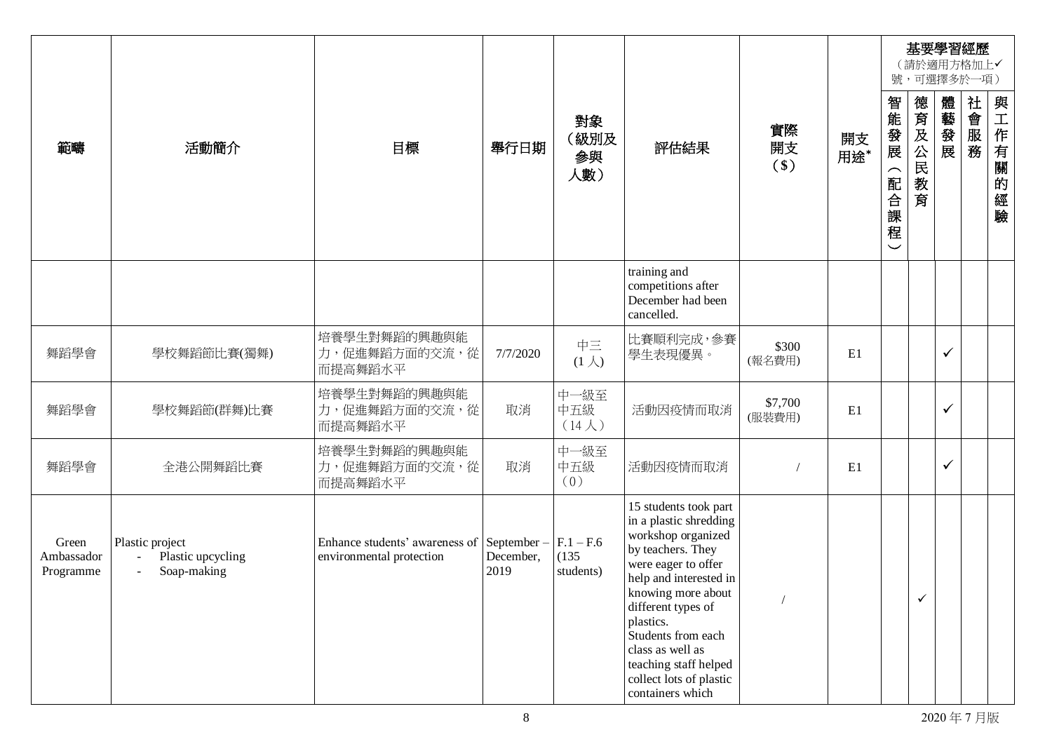| 範疇 | 活動簡介 | 目標 | 舉行日期 | 對象（級別及參與人數） | 評估結果 | 實際開支（$） | 開支用途* | 基要學習經歷（請於適用方格加上✓號，可選擇多於一項） | | | | |
|---|---|---|---|---|---|---|---|---|---|---|---|---|
| | | | | | | | | 智能發展（配合課程） | 德育及公民教育 | 體藝發展 | 社會服務 | 與工作有關的經驗 |
| | | | | | training and competitions after December had been cancelled. | | | | | | | |
| 舞蹈學會 | 學校舞蹈節比賽(獨舞) | 培養學生對舞蹈的興趣與能力，促進舞蹈方面的交流，從而提高舞蹈水平 | 7/7/2020 | 中三（1 人） | 比賽順利完成，參賽學生表現優異。 | $300（報名費用） | E1 | | | ✓ | | |
| 舞蹈學會 | 學校舞蹈節(群舞)比賽 | 培養學生對舞蹈的興趣與能力，促進舞蹈方面的交流，從而提高舞蹈水平 | 取消 | 中一級至中五級（14 人） | 活動因疫情而取消 | $7,700（服裝費用） | E1 | | | ✓ | | |
| 舞蹈學會 | 全港公開舞蹈比賽 | 培養學生對舞蹈的興趣與能力，促進舞蹈方面的交流，從而提高舞蹈水平 | 取消 | 中一級至中五級（0） | 活動因疫情而取消 | / | E1 | | | ✓ | | |
| Green Ambassador Programme | Plastic project<br>- Plastic upcycling<br>- Soap-making | Enhance students' awareness of environmental protection | September – December, 2019 | F.1 – F.6 (135 students) | 15 students took part in a plastic shredding workshop organized by teachers. They were eager to offer help and interested in knowing more about different types of plastics.<br>Students from each class as well as teaching staff helped collect lots of plastic containers which | / | | | ✓ | | | |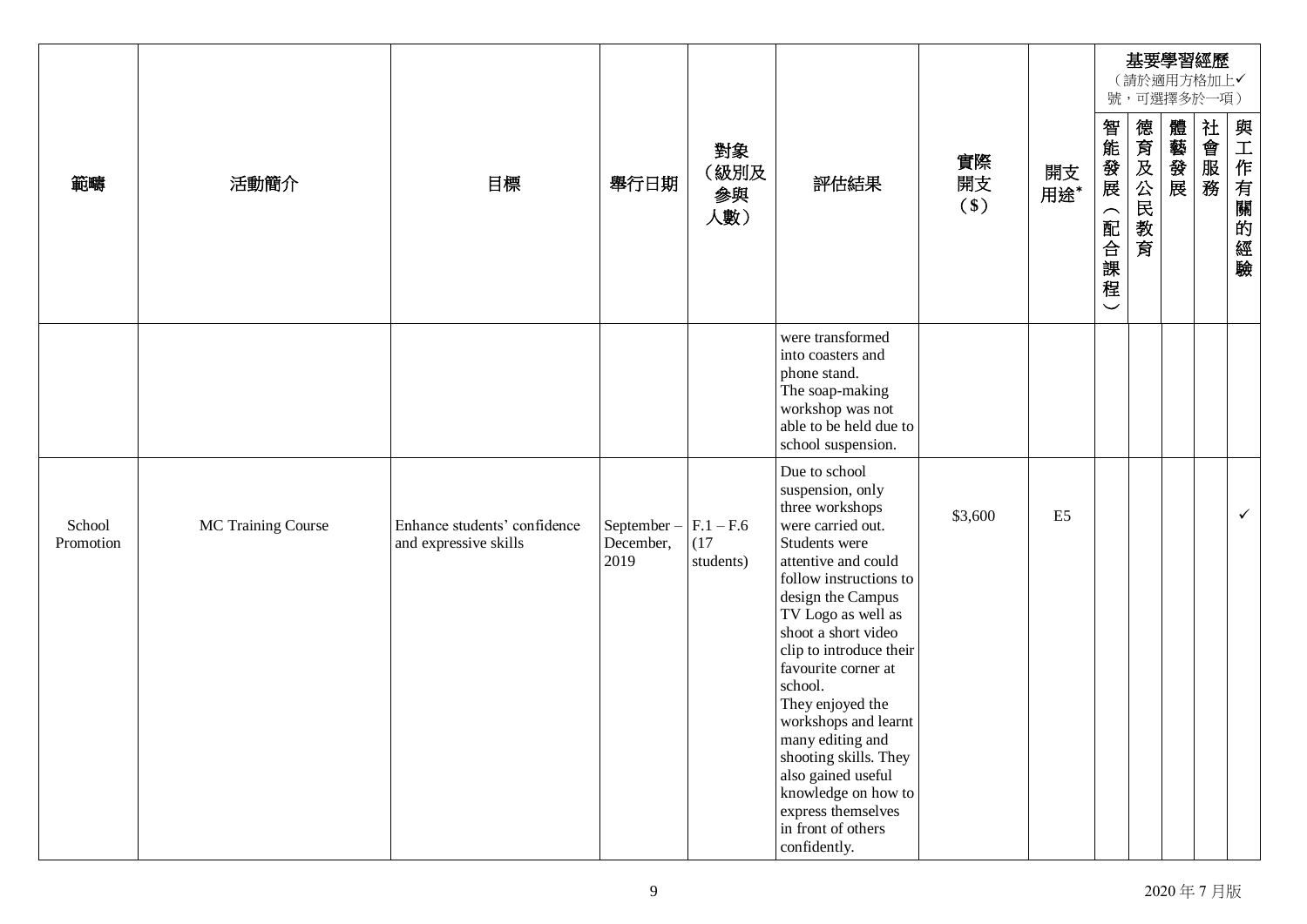| 範疇 | 活動簡介 | 目標 | 舉行日期 | 對象（級別及參與人數） | 評估結果 | 實際開支（$） | 開支用途* | 基要學習經歷（請於適用方格加上✓號，可選擇多於一項）智能發展（配合課程） | 德育及公民教育 | 體藝發展 | 社會服務 | 與工作有關的經驗 |
|---|---|---|---|---|---|---|---|---|---|---|---|---|
| | | | | | were transformed into coasters and phone stand. The soap-making workshop was not able to be held due to school suspension. | | | | | | | |
| School Promotion | MC Training Course | Enhance students' confidence and expressive skills | September – December, 2019 | F.1 – F.6 (17 students) | Due to school suspension, only three workshops were carried out. Students were attentive and could follow instructions to design the Campus TV Logo as well as shoot a short video clip to introduce their favourite corner at school. They enjoyed the workshops and learnt many editing and shooting skills. They also gained useful knowledge on how to express themselves in front of others confidently. | $3,600 | E5 | | | | | ✓ |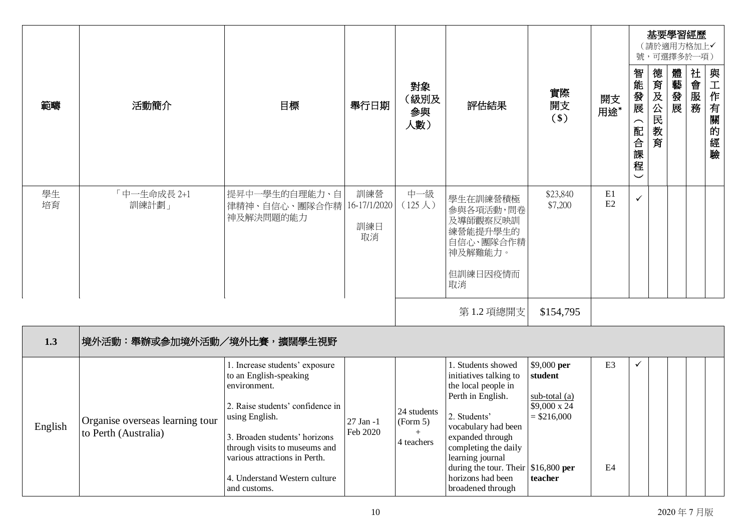| 範疇 | 活動簡介 | 目標 | 舉行日期 | 對象（級別及參與人數） | 評估結果 | 實際開支（$） | 開支用途* | 基要學習經歷（請於適用方格加上✓號，可選擇多於一項） | | | | |
|---|---|---|---|---|---|---|---|---|---|---|---|---|
| | | | | | | | | 智能發展（配合課程） | 德育及公民教育 | 體藝發展 | 社會服務 | 與工作有關的經驗 |
| 學生培育 | 「中一生命成長 2+1 訓練計劃」 | 提昇中一學生的自理能力、自律精神、自信心、團隊合作精神及解決問題的能力 | 訓練營 16-17/1/2020<br><br>訓練日取消 | 中一級（125 人） | 學生在訓練營積極參與各項活動，問卷及導師觀察反映訓練營能提升學生的自信心、團隊合作精神及解難能力。<br><br>但訓練日因疫情而取消 | $23,840<br>$7,200 | E1<br>E2 | ✓ | | | | |
| | | | | | 第 1.2 項總開支 | $154,795 | | | | | | |
| **1.3** | **境外活動：舉辦或參加境外活動／境外比賽，擴闊學生視野** | | | | | | | | | | | |
| English | Organise overseas learning tour to Perth (Australia) | 1. Increase students' exposure to an English-speaking environment.<br><br>2. Raise students' confidence in using English.<br><br>3. Broaden students' horizons through visits to museums and various attractions in Perth.<br><br>4. Understand Western culture and customs. | 27 Jan -1 Feb 2020 | 24 students (Form 5)<br>+<br>4 teachers | 1. Students showed initiatives talking to the local people in Perth in English.<br><br>2. Students' vocabulary had been expanded through completing the daily learning journal during the tour. Their horizons had been broadened through | $9,000 **per student**<br><br>sub-total (a)<br>$9,000 x 24<br>= $216,000<br><br>$16,800 **per teacher** | E3<br><br>E4 | ✓ | | | | |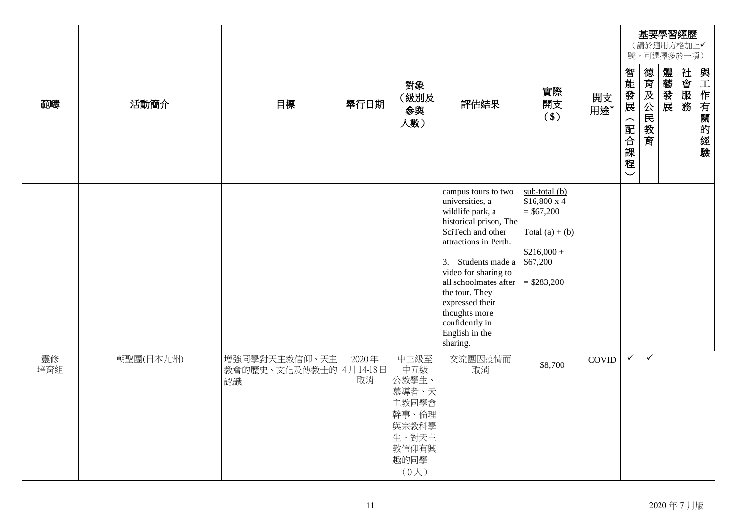| 範疇 | 活動簡介 | 目標 | 舉行日期 | 對象（級別及參與人數） | 評估結果 | 實際開支（$） | 開支用途* | 基要學習經歷（請於適用方格加上✓號，可選擇多於一項） | | | | |
|---|---|---|---|---|---|---|---|---|---|---|---|---|
| | | | | | | | | 智能發展（配合課程） | 德育及公民教育 | 體藝發展 | 社會服務 | 與工作有關的經驗 |
| | | | | | campus tours to two universities, a wildlife park, a historical prison, The SciTech and other attractions in Perth.<br><br>3. Students made a video for sharing to all schoolmates after the tour. They expressed their thoughts more confidently in English in the sharing. | sub-total (b)<br>$16,800 x 4<br>= $67,200<br><br>Total (a) + (b)<br><br>$216,000 +<br>$67,200<br><br>= $283,200 | | | | | | |
| 靈修培育組 | 朝聖團(日本九州) | 增強同學對天主教信仰、天主教會的歷史、文化及傳教士的認識 | 2020 年 4 月 14-18 日 取消 | 中三級至中五級公教學生、慕導者、天主教同學會幹事、倫理與宗教科學生、對天主教信仰有興趣的同學（0 人） | 交流團因疫情而取消 | $8,700 | COVID | ✓ | ✓ | | | |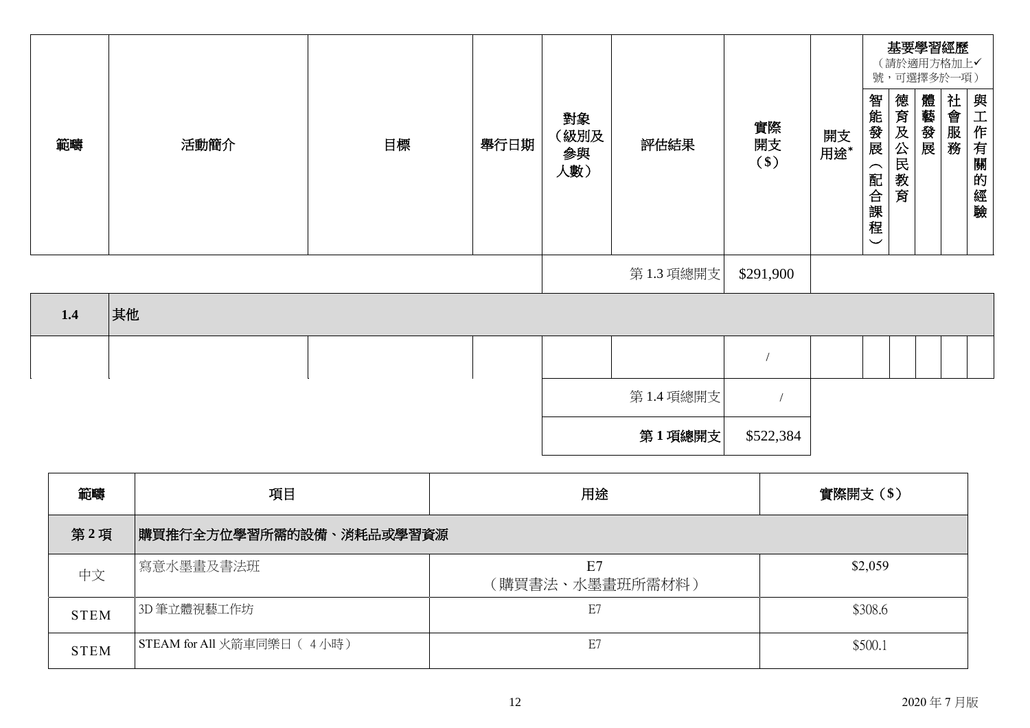| 範疇 | 活動簡介 | 目標 | 舉行日期 | 對象（級別及參與人數） | 評估結果 | 實際開支（$） | 開支用途* | 基要學習經歷（請於適用方格加上✓號，可選擇多於一項） | | | | |
|---|---|---|---|---|---|---|---|---|---|---|---|---|
| | | | | | | | | 智能發展（配合課程） | 德育及公民教育 | 體藝發展 | 社會服務 | 與工作有關的經驗 |
| | | | | | 第 1.3 項總開支 | $291,900 | | | | | | |
| **1.4** | **其他** | | | | | | | | | | | |
| | | | | | | / | | | | | | |
| | | | | | 第 1.4 項總開支 | / | | | | | | |
| | | | | | **第 1 項總開支** | $522,384 | | | | | | |

| 範疇 | 項目 | 用途 | 實際開支（$） |
|---|---|---|---|
| **第 2 項** | **購買推行全方位學習所需的設備、消耗品或學習資源** | | |
| 中文 | 寫意水墨畫及書法班 | E7<br>（購買書法、水墨畫班所需材料） | $2,059 |
| STEM | 3D 筆立體視藝工作坊 | E7 | $308.6 |
| STEM | STEAM for All 火箭車同樂日（ 4 小時） | E7 | $500.1 |

2020 年 7 月版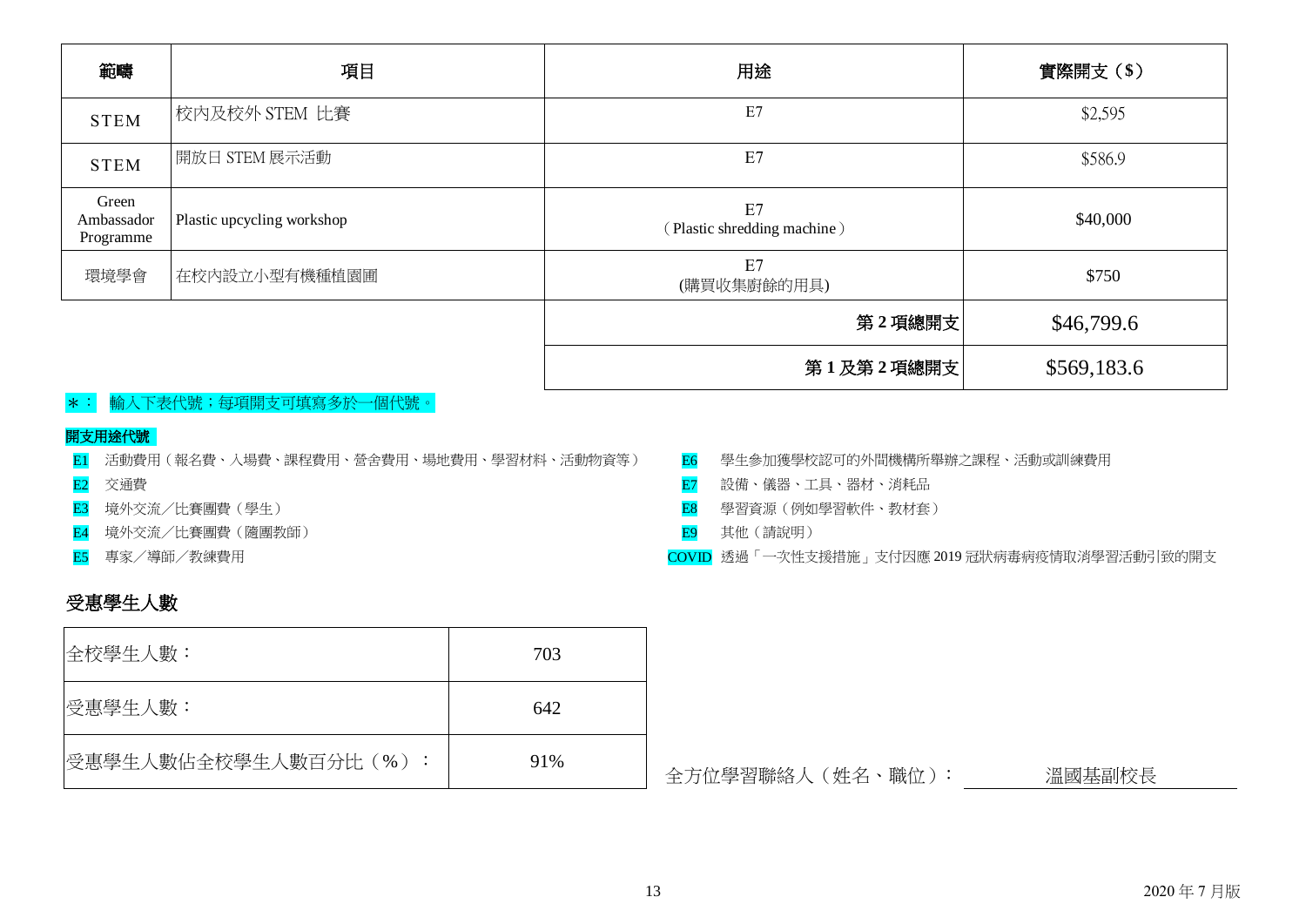| 範疇 | 項目 | 用途 | 實際開支 ($) |
| --- | --- | --- | --- |
| STEM | 校內及校外 STEM 比賽 | E7 | $2,595 |
| STEM | 開放日 STEM 展示活動 | E7 | $586.9 |
| Green Ambassador Programme | Plastic upcycling workshop | E7 (Plastic shredding machine) | $40,000 |
| 環境學會 | 在校內設立小型有機種植園圃 | E7 (購買收集廚餘的用具) | $750 |
| | | **第 2 項總開支** | $46,799.6 |
| | | **第 1 及第 2 項總開支** | $569,183.6 |

*： 輸入下表代號；每項開支可填寫多於一個代號。

**開支用途代號**

- E1 活動費用（報名費、入場費、課程費用、營舍費用、場地費用、學習材料、活動物資等）
- E2 交通費
- E3 境外交流／比賽團費（學生）
- E4 境外交流／比賽團費（隨團教師）
- E5 專家／導師／教練費用
- E6 學生參加獲學校認可的外間機構所舉辦之課程、活動或訓練費用
- E7 設備、儀器、工具、器材、消耗品
- E8 學習資源（例如學習軟件、教材套）
- E9 其他（請說明）
- COVID 透過「一次性支援措施」支付因應 2019 冠狀病毒病疫情取消學習活動引致的開支

## 受惠學生人數

| | |
| --- | --- |
| 全校學生人數： | 703 |
| 受惠學生人數： | 642 |
| 受惠學生人數佔全校學生人數百分比（%）： | 91% |

全方位學習聯絡人（姓名、職位）： 溫國基副校長

2020 年 7 月版